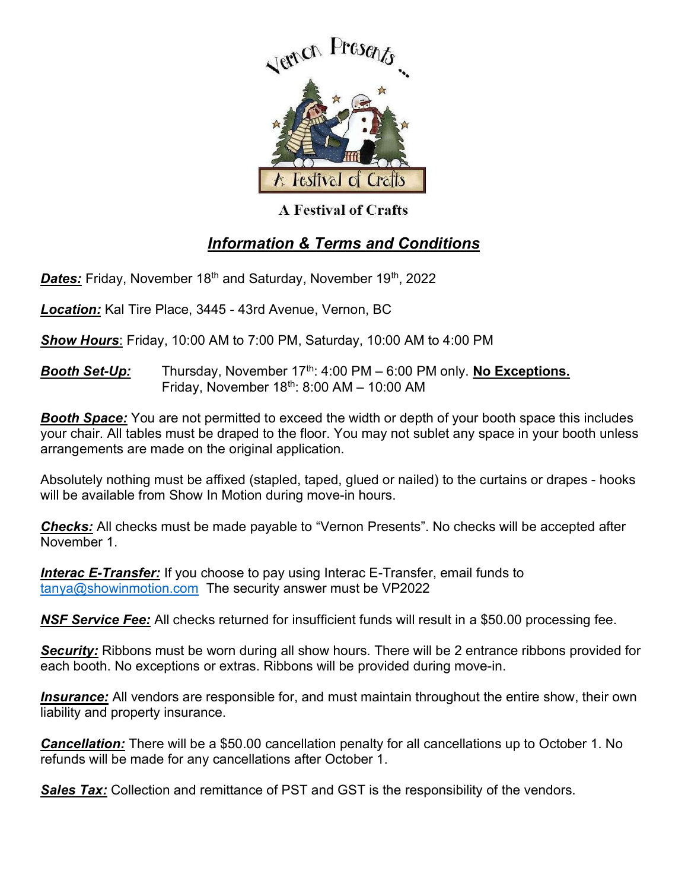Vernon Presents ...

A Festival of Crafts

**A Festival of Crafts**

## ***Information & Terms and Conditions***

***Dates:*** Friday, November 18th and Saturday, November 19th, 2022

***Location:*** Kal Tire Place, 3445 - 43rd Avenue, Vernon, BC

***Show Hours***: Friday, 10:00 AM to 7:00 PM, Saturday, 10:00 AM to 4:00 PM

***Booth Set-Up:*** Thursday, November 17th: 4:00 PM – 6:00 PM only. **No Exceptions.**
Friday, November 18th: 8:00 AM – 10:00 AM

***Booth Space:*** You are not permitted to exceed the width or depth of your booth space this includes your chair. All tables must be draped to the floor. You may not sublet any space in your booth unless arrangements are made on the original application.

Absolutely nothing must be affixed (stapled, taped, glued or nailed) to the curtains or drapes - hooks will be available from Show In Motion during move-in hours.

***Checks:*** All checks must be made payable to "Vernon Presents". No checks will be accepted after November 1.

***Interac E-Transfer:*** If you choose to pay using Interac E-Transfer, email funds to tanya@showinmotion.com The security answer must be VP2022

***NSF Service Fee:*** All checks returned for insufficient funds will result in a $50.00 processing fee.

***Security:*** Ribbons must be worn during all show hours. There will be 2 entrance ribbons provided for each booth. No exceptions or extras. Ribbons will be provided during move-in.

***Insurance:*** All vendors are responsible for, and must maintain throughout the entire show, their own liability and property insurance.

***Cancellation:*** There will be a $50.00 cancellation penalty for all cancellations up to October 1. No refunds will be made for any cancellations after October 1.

***Sales Tax:*** Collection and remittance of PST and GST is the responsibility of the vendors.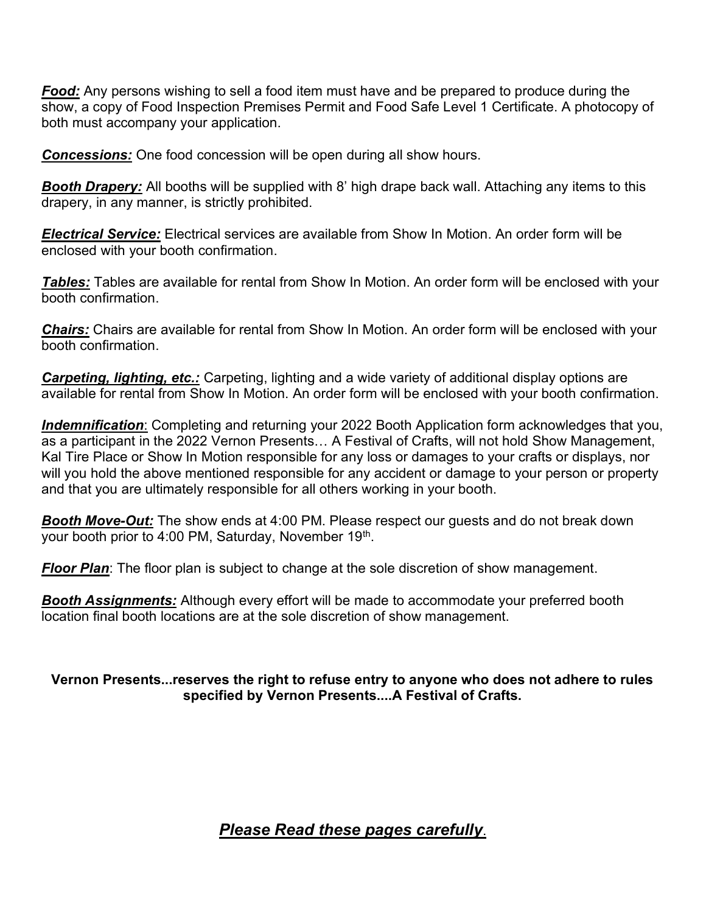***Food:*** Any persons wishing to sell a food item must have and be prepared to produce during the show, a copy of Food Inspection Premises Permit and Food Safe Level 1 Certificate. A photocopy of both must accompany your application.

***Concessions:*** One food concession will be open during all show hours.

***Booth Drapery:*** All booths will be supplied with 8' high drape back wall. Attaching any items to this drapery, in any manner, is strictly prohibited.

***Electrical Service:*** Electrical services are available from Show In Motion. An order form will be enclosed with your booth confirmation.

***Tables:*** Tables are available for rental from Show In Motion. An order form will be enclosed with your booth confirmation.

***Chairs:*** Chairs are available for rental from Show In Motion. An order form will be enclosed with your booth confirmation.

***Carpeting, lighting, etc.:*** Carpeting, lighting and a wide variety of additional display options are available for rental from Show In Motion. An order form will be enclosed with your booth confirmation.

***Indemnification***: Completing and returning your 2022 Booth Application form acknowledges that you, as a participant in the 2022 Vernon Presents… A Festival of Crafts, will not hold Show Management, Kal Tire Place or Show In Motion responsible for any loss or damages to your crafts or displays, nor will you hold the above mentioned responsible for any accident or damage to your person or property and that you are ultimately responsible for all others working in your booth.

***Booth Move-Out:*** The show ends at 4:00 PM. Please respect our guests and do not break down your booth prior to 4:00 PM, Saturday, November 19th.

***Floor Plan***: The floor plan is subject to change at the sole discretion of show management.

***Booth Assignments:*** Although every effort will be made to accommodate your preferred booth location final booth locations are at the sole discretion of show management.

**Vernon Presents...reserves the right to refuse entry to anyone who does not adhere to rules specified by Vernon Presents....A Festival of Crafts.**

***Please Read these pages carefully***.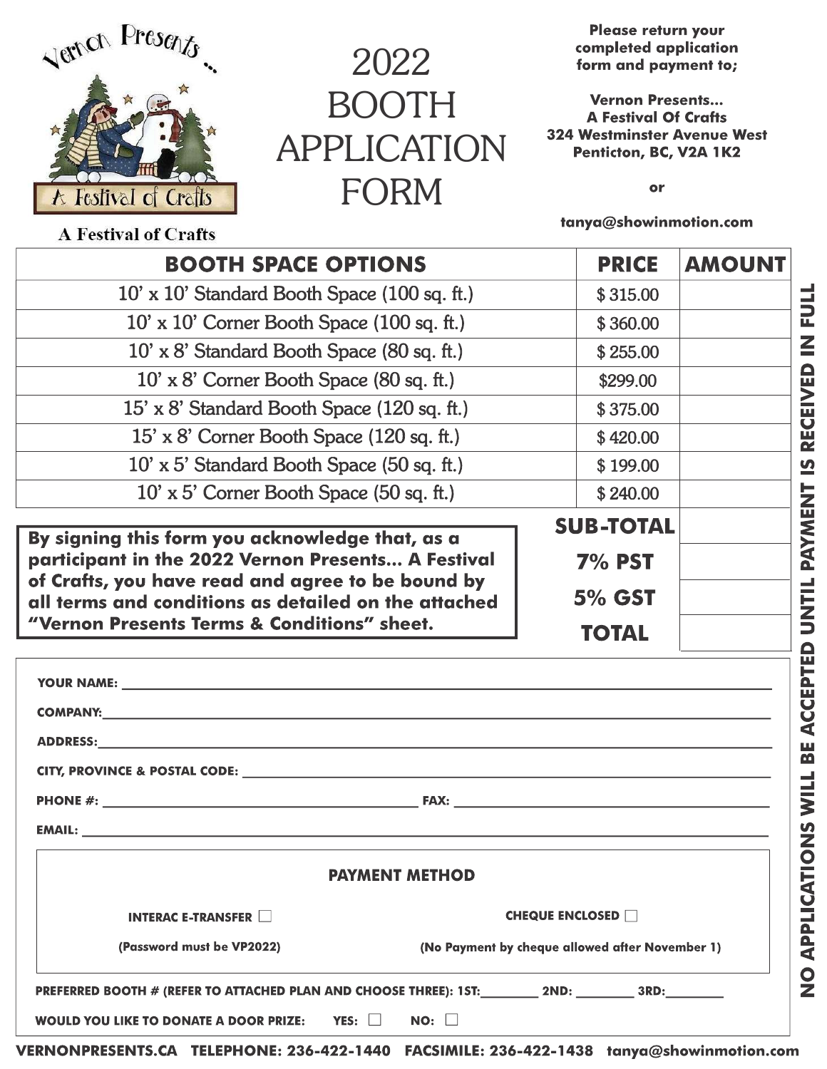Vernon Presents...

A Festival of Crafts

A Festival of Crafts

# 2022 BOOTH APPLICATION FORM

**Please return your completed application form and payment to;**

**Vernon Presents...**
**A Festival Of Crafts**
**324 Westminster Avenue West**
**Penticton, BC, V2A 1K2**

**or**

**tanya@showinmotion.com**

| BOOTH SPACE OPTIONS | PRICE | AMOUNT |
|---|---|---|
| 10’ x 10’ Standard Booth Space (100 sq. ft.) | $ 315.00 | |
| 10’ x 10’ Corner Booth Space (100 sq. ft.) | $ 360.00 | |
| 10’ x 8’ Standard Booth Space (80 sq. ft.) | $ 255.00 | |
| 10’ x 8’ Corner Booth Space (80 sq. ft.) | $299.00 | |
| 15’ x 8’ Standard Booth Space (120 sq. ft.) | $ 375.00 | |
| 15’ x 8’ Corner Booth Space (120 sq. ft.) | $ 420.00 | |
| 10’ x 5’ Standard Booth Space (50 sq. ft.) | $ 199.00 | |
| 10’ x 5’ Corner Booth Space (50 sq. ft.) | $ 240.00 | |
| | **SUB-TOTAL** | |
| | **7% PST** | |
| | **5% GST** | |
| | **TOTAL** | |

**By signing this form you acknowledge that, as a participant in the 2022 Vernon Presents... A Festival of Crafts, you have read and agree to be bound by all terms and conditions as detailed on the attached “Vernon Presents Terms & Conditions” sheet.**

**YOUR NAME:** ____________________

**COMPANY:** ____________________

**ADDRESS:** ____________________

**CITY, PROVINCE & POSTAL CODE:** ____________________

**PHONE #:** ____________________ **FAX:** ____________________

**EMAIL:** ____________________

**PAYMENT METHOD**

**INTERAC E-TRANSFER** ☐
**(Password must be VP2022)**

**CHEQUE ENCLOSED** ☐
**(No Payment by cheque allowed after November 1)**

**PREFERRED BOOTH # (REFER TO ATTACHED PLAN AND CHOOSE THREE): 1ST:________ 2ND: ________ 3RD:________**

**WOULD YOU LIKE TO DONATE A DOOR PRIZE: YES:** ☐ **NO:** ☐

**NO APPLICATIONS WILL BE ACCEPTED UNTIL PAYMENT IS RECEIVED IN FULL**

**VERNONPRESENTS.CA TELEPHONE: 236-422-1440 FACSIMILE: 236-422-1438 tanya@showinmotion.com**